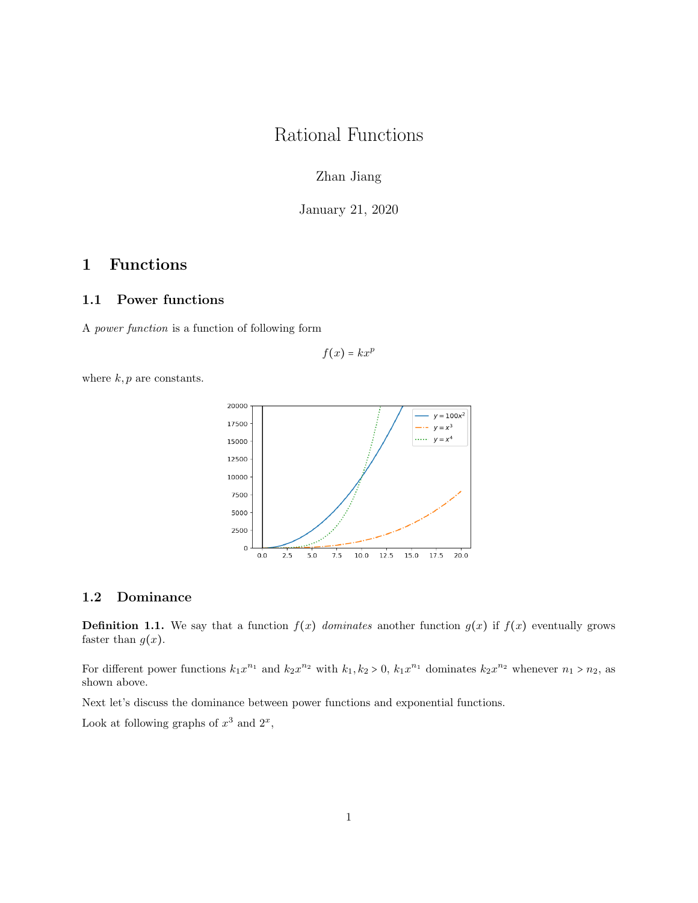# Rational Functions

Zhan Jiang

January 21, 2020

## 1 Functions

### 1.1 Power functions

A *power function* is a function of following form

$$f(x) = kx^p$$

where $k, p$ are constants.

### 1.2 Dominance

**Definition 1.1.** We say that a function $f(x)$ *dominates* another function $g(x)$ if $f(x)$ eventually grows faster than $g(x)$.

For different power functions $k_1x^{n_1}$ and $k_2x^{n_2}$ with $k_1, k_2 > 0$, $k_1x^{n_1}$ dominates $k_2x^{n_2}$ whenever $n_1 > n_2$, as shown above.

Next let's discuss the dominance between power functions and exponential functions.

Look at following graphs of $x^3$ and $2^x$,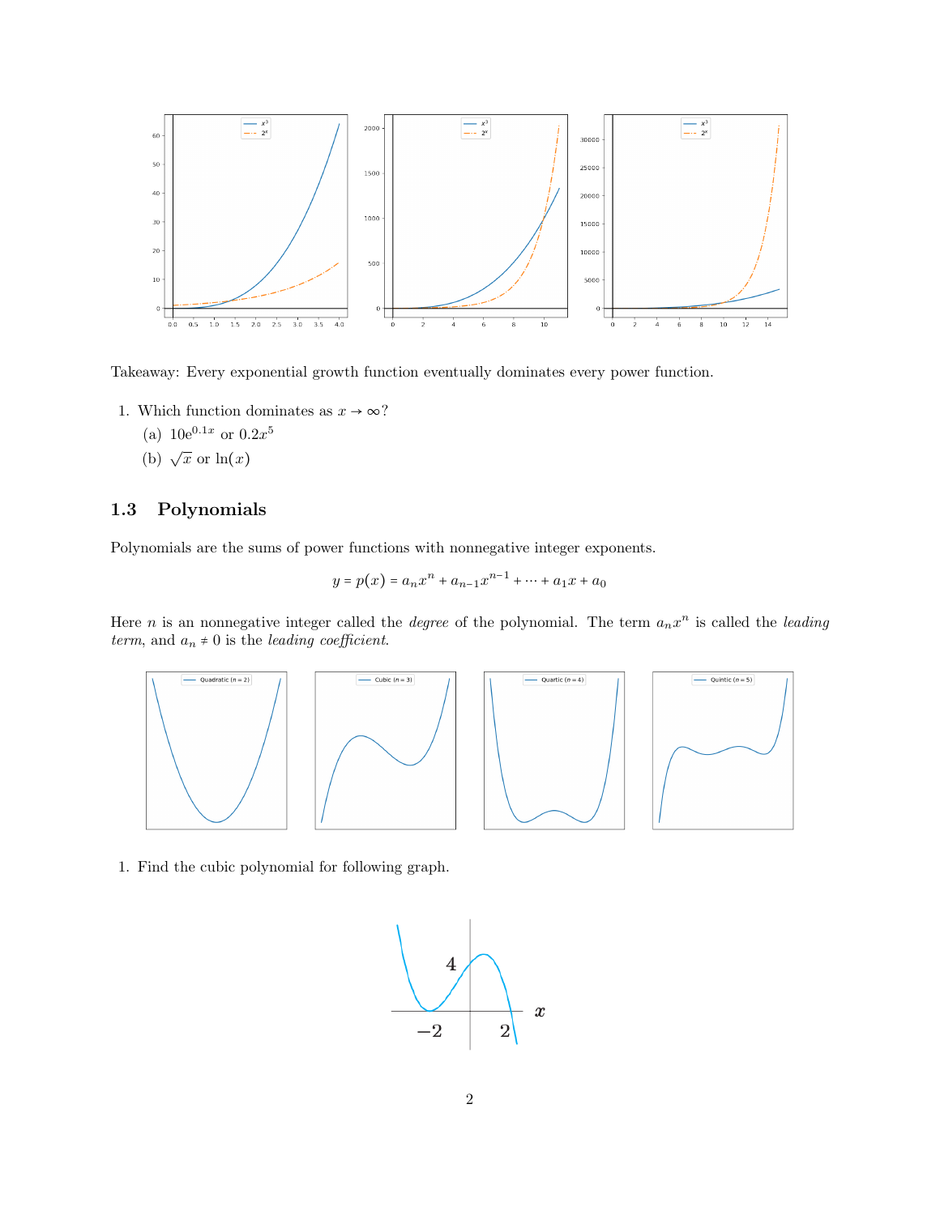Takeaway: Every exponential growth function eventually dominates every power function.

1. Which function dominates as $x \to \infty$?
   (a) $10e^{0.1x}$ or $0.2x^5$
   (b) $\sqrt{x}$ or $\ln(x)$

### 1.3 Polynomials

Polynomials are the sums of power functions with nonnegative integer exponents.

$$y = p(x) = a_n x^n + a_{n-1} x^{n-1} + \cdots + a_1 x + a_0$$

Here $n$ is an nonnegative integer called the *degree* of the polynomial. The term $a_n x^n$ is called the *leading term*, and $a_n \neq 0$ is the *leading coefficient*.

1. Find the cubic polynomial for following graph.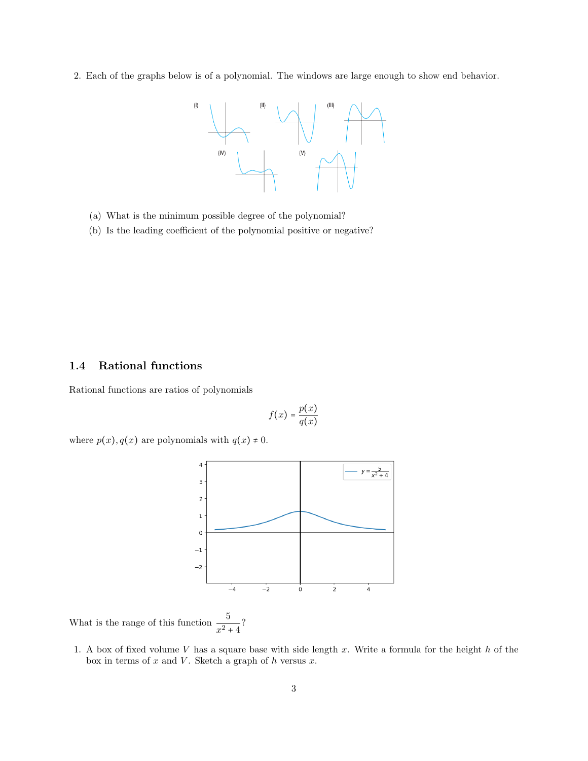2. Each of the graphs below is of a polynomial. The windows are large enough to show end behavior.

   (a) What is the minimum possible degree of the polynomial?

   (b) Is the leading coefficient of the polynomial positive or negative?

## 1.4 Rational functions

Rational functions are ratios of polynomials

$$f(x) = \frac{p(x)}{q(x)}$$

where $p(x), q(x)$ are polynomials with $q(x) \neq 0$.

What is the range of this function $\frac{5}{x^2 + 4}$?

1. A box of fixed volume $V$ has a square base with side length $x$. Write a formula for the height $h$ of the box in terms of $x$ and $V$. Sketch a graph of $h$ versus $x$.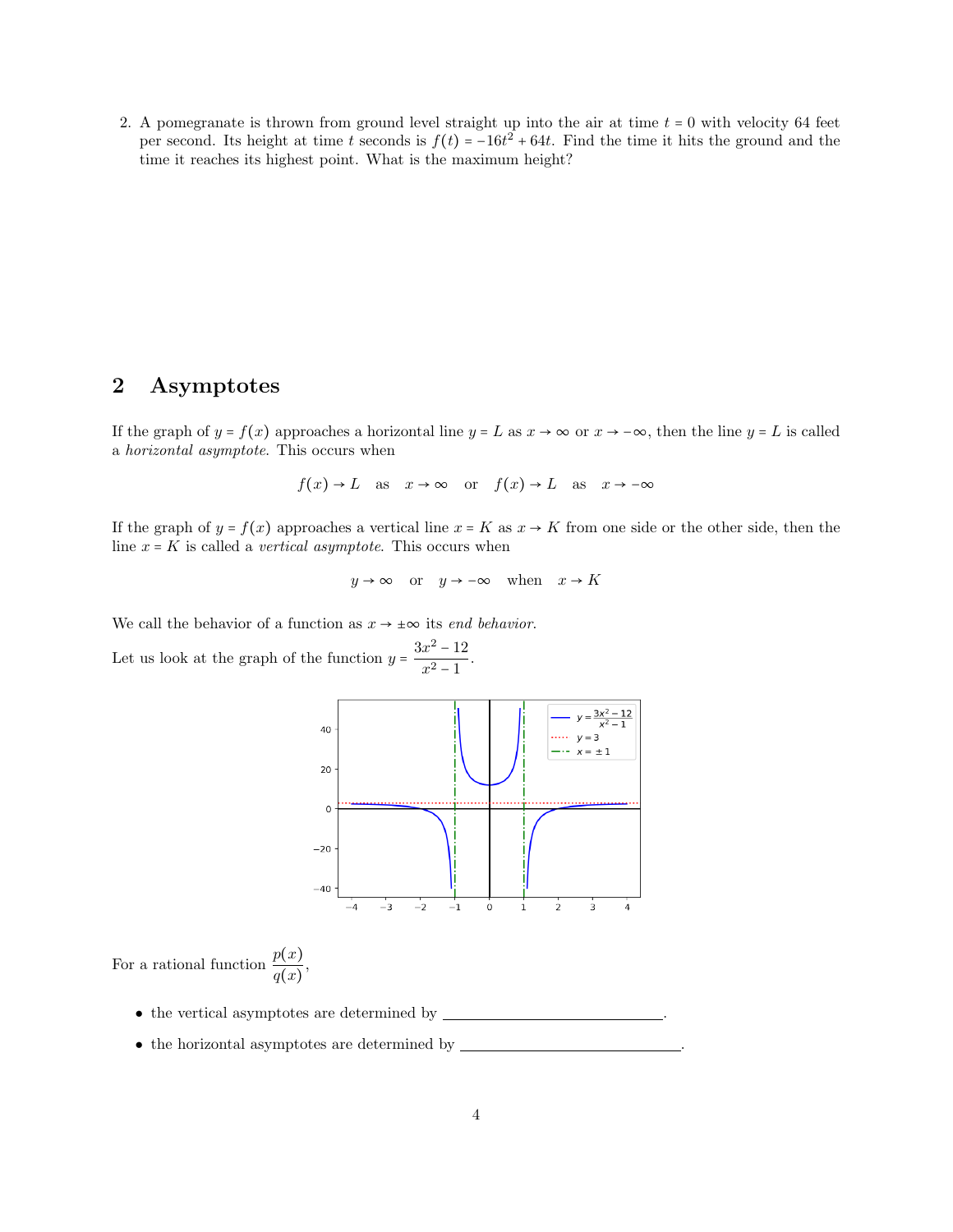2. A pomegranate is thrown from ground level straight up into the air at time $t = 0$ with velocity 64 feet per second. Its height at time $t$ seconds is $f(t) = -16t^2 + 64t$. Find the time it hits the ground and the time it reaches its highest point. What is the maximum height?

## 2 Asymptotes

If the graph of $y = f(x)$ approaches a horizontal line $y = L$ as $x \to \infty$ or $x \to -\infty$, then the line $y = L$ is called a *horizontal asymptote*. This occurs when

$$f(x) \to L \quad \text{as} \quad x \to \infty \quad \text{or} \quad f(x) \to L \quad \text{as} \quad x \to -\infty$$

If the graph of $y = f(x)$ approaches a vertical line $x = K$ as $x \to K$ from one side or the other side, then the line $x = K$ is called a *vertical asymptote*. This occurs when

$$y \to \infty \quad \text{or} \quad y \to -\infty \quad \text{when} \quad x \to K$$

We call the behavior of a function as $x \to \pm\infty$ its *end behavior*.

Let us look at the graph of the function $y = \dfrac{3x^2 - 12}{x^2 - 1}$.

For a rational function $\dfrac{p(x)}{q(x)}$,

- the vertical asymptotes are determined by \_\_\_\_\_\_\_\_\_\_\_\_\_\_\_\_\_\_\_\_\_\_\_\_.
- the horizontal asymptotes are determined by \_\_\_\_\_\_\_\_\_\_\_\_\_\_\_\_\_\_\_\_\_\_\_\_.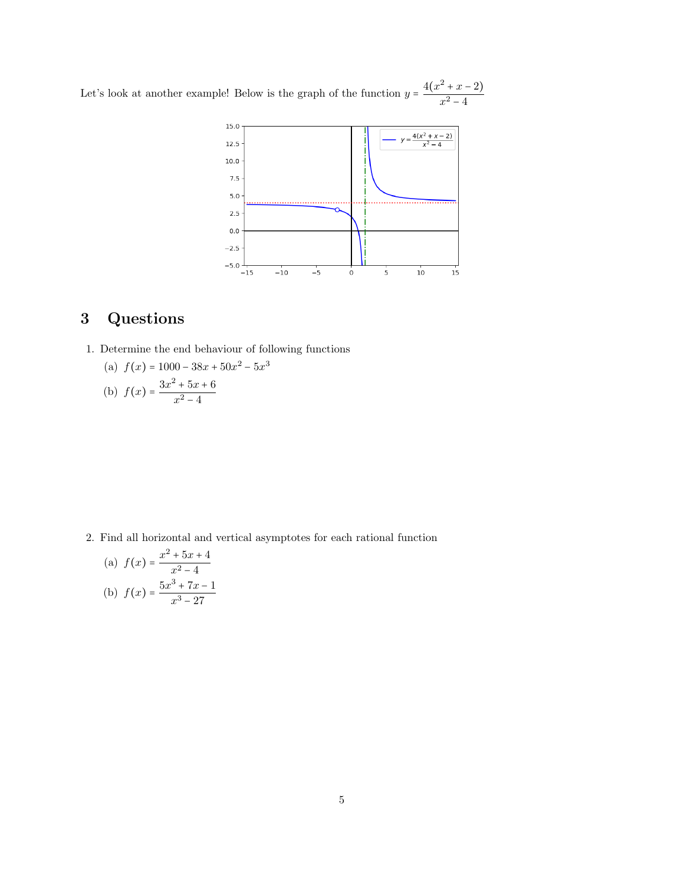Let's look at another example! Below is the graph of the function $y = \dfrac{4(x^2 + x - 2)}{x^2 - 4}$

## 3 Questions

1. Determine the end behaviour of following functions

   (a) $f(x) = 1000 - 38x + 50x^2 - 5x^3$

   (b) $f(x) = \dfrac{3x^2 + 5x + 6}{x^2 - 4}$

2. Find all horizontal and vertical asymptotes for each rational function

   (a) $f(x) = \dfrac{x^2 + 5x + 4}{x^2 - 4}$

   (b) $f(x) = \dfrac{5x^3 + 7x - 1}{x^3 - 27}$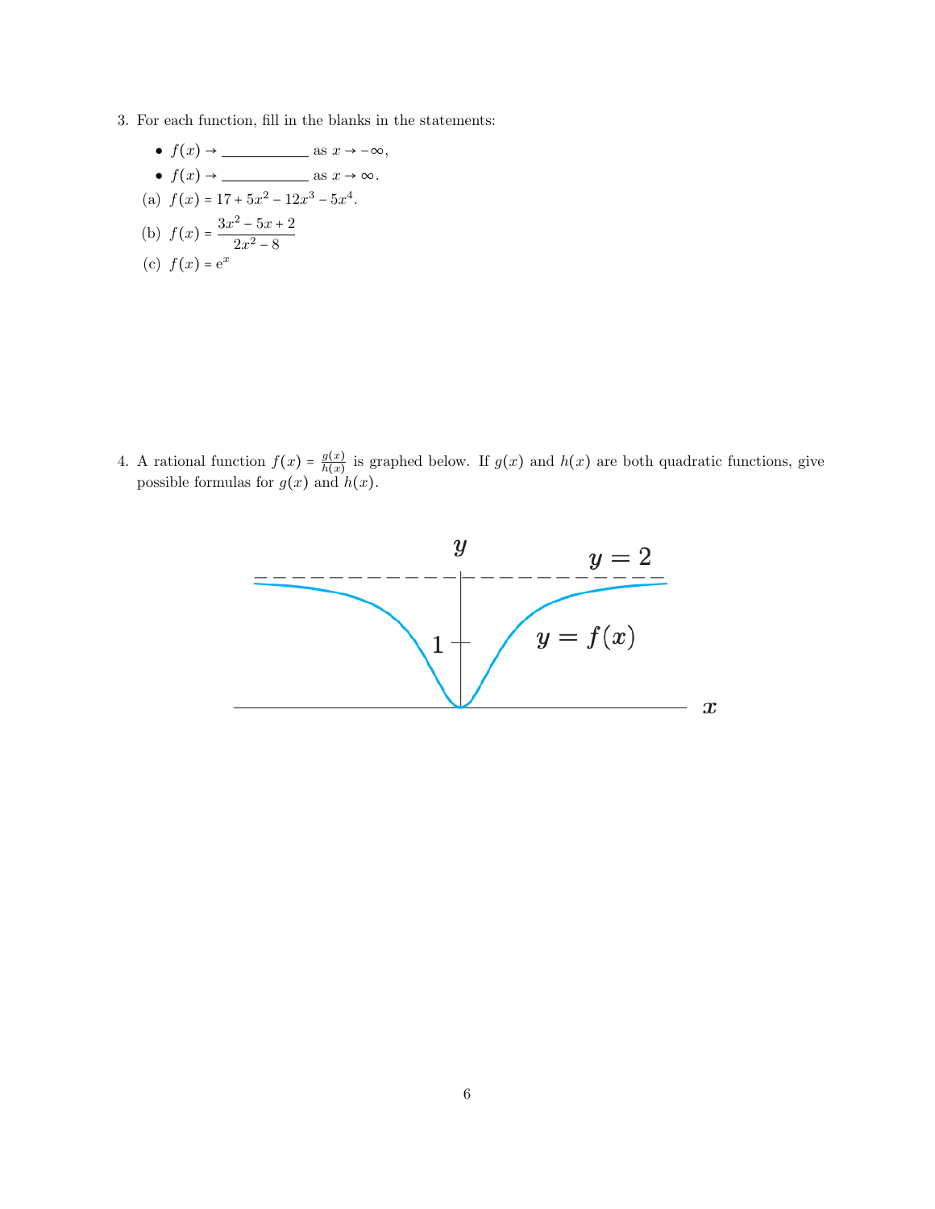3. For each function, fill in the blanks in the statements:

   - $f(x) \to$ \_\_\_\_\_\_\_\_\_\_\_\_ as $x \to -\infty$,
   - $f(x) \to$ \_\_\_\_\_\_\_\_\_\_\_\_ as $x \to \infty$.

   (a) $f(x) = 17 + 5x^2 - 12x^3 - 5x^4$.

   (b) $f(x) = \dfrac{3x^2 - 5x + 2}{2x^2 - 8}$

   (c) $f(x) = e^x$

4. A rational function $f(x) = \frac{g(x)}{h(x)}$ is graphed below. If $g(x)$ and $h(x)$ are both quadratic functions, give possible formulas for $g(x)$ and $h(x)$.

y

y = 2

1

y = f(x)

x